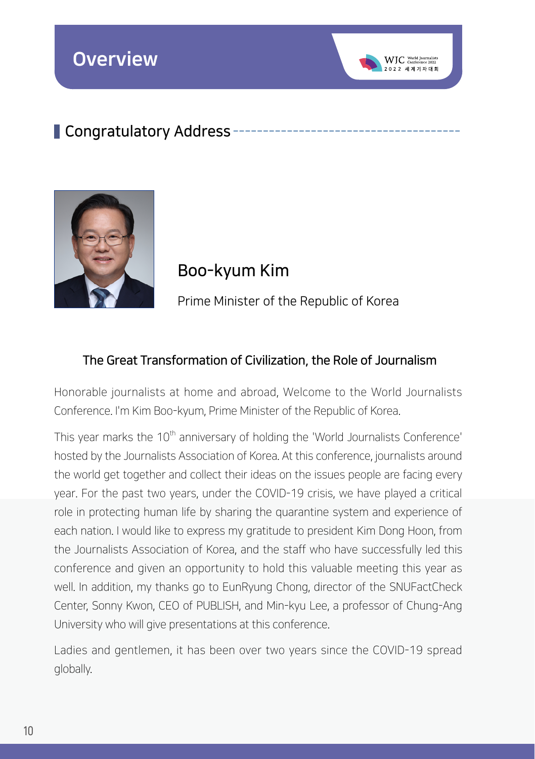# Overview

## Congratulatory Address

### Boo-kyum Kim

Prime Minister of the Republic of Korea

### The Great Transformation of Civilization, the Role of Journalism

Honorable journalists at home and abroad, Welcome to the World Journalists Conference. I'm Kim Boo-kyum, Prime Minister of the Republic of Korea.

This year marks the $10^{th}$ anniversary of holding the 'World Journalists Conference' hosted by the Journalists Association of Korea. At this conference, journalists around the world get together and collect their ideas on the issues people are facing every year. For the past two years, under the COVID-19 crisis, we have played a critical role in protecting human life by sharing the quarantine system and experience of each nation. I would like to express my gratitude to president Kim Dong Hoon, from the Journalists Association of Korea, and the staff who have successfully led this conference and given an opportunity to hold this valuable meeting this year as well. In addition, my thanks go to EunRyung Chong, director of the SNUFactCheck Center, Sonny Kwon, CEO of PUBLISH, and Min-kyu Lee, a professor of Chung-Ang University who will give presentations at this conference.

Ladies and gentlemen, it has been over two years since the COVID-19 spread globally.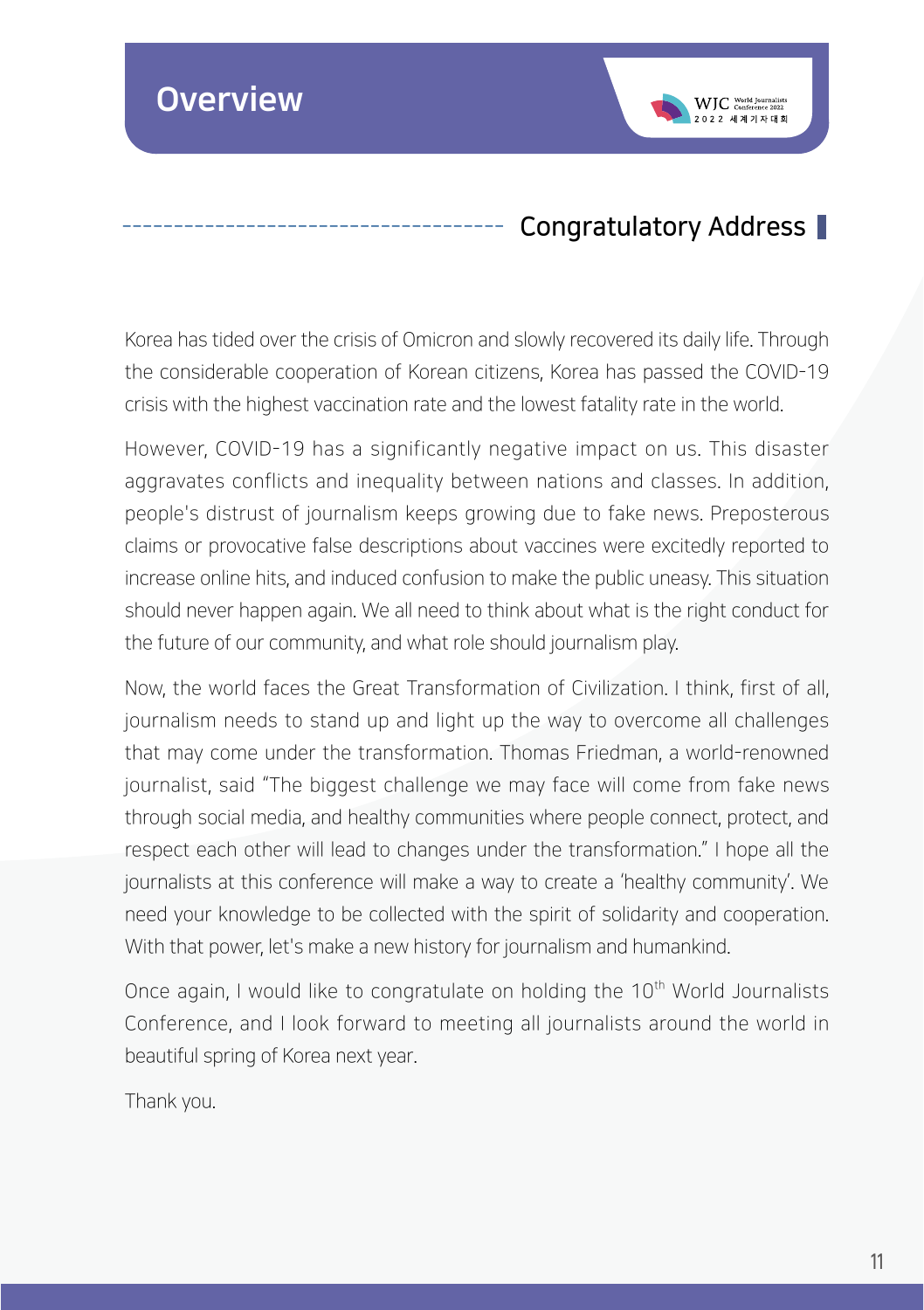## Congratulatory Address

Korea has tided over the crisis of Omicron and slowly recovered its daily life. Through the considerable cooperation of Korean citizens, Korea has passed the COVID-19 crisis with the highest vaccination rate and the lowest fatality rate in the world.

However, COVID-19 has a significantly negative impact on us. This disaster aggravates conflicts and inequality between nations and classes. In addition, people's distrust of journalism keeps growing due to fake news. Preposterous claims or provocative false descriptions about vaccines were excitedly reported to increase online hits, and induced confusion to make the public uneasy. This situation should never happen again. We all need to think about what is the right conduct for the future of our community, and what role should journalism play.

Now, the world faces the Great Transformation of Civilization. I think, first of all, journalism needs to stand up and light up the way to overcome all challenges that may come under the transformation. Thomas Friedman, a world-renowned journalist, said "The biggest challenge we may face will come from fake news through social media, and healthy communities where people connect, protect, and respect each other will lead to changes under the transformation." I hope all the journalists at this conference will make a way to create a 'healthy community'. We need your knowledge to be collected with the spirit of solidarity and cooperation. With that power, let's make a new history for journalism and humankind.

Once again, I would like to congratulate on holding the 10th World Journalists Conference, and I look forward to meeting all journalists around the world in beautiful spring of Korea next year.

Thank you.